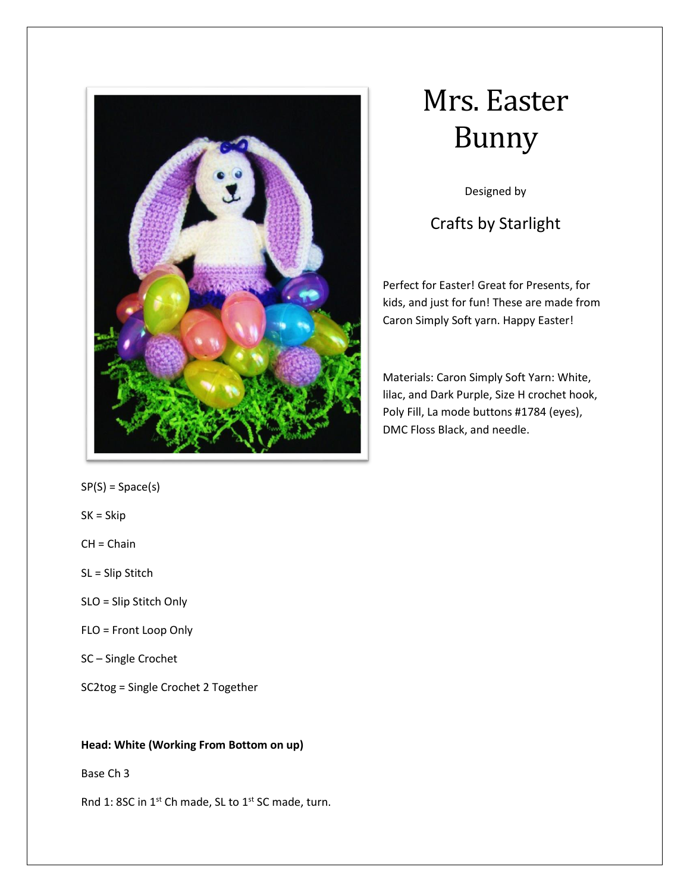# Mrs. Easter Bunny

Designed by

Crafts by Starlight

Perfect for Easter! Great for Presents, for kids, and just for fun! These are made from Caron Simply Soft yarn. Happy Easter!

Materials: Caron Simply Soft Yarn: White, lilac, and Dark Purple, Size H crochet hook, Poly Fill, La mode buttons #1784 (eyes), DMC Floss Black, and needle.

SP(S) = Space(s)

SK = Skip

CH = Chain

SL = Slip Stitch

SLO = Slip Stitch Only

FLO = Front Loop Only

SC – Single Crochet

SC2tog = Single Crochet 2 Together

**Head: White (Working From Bottom on up)**

Base Ch 3

Rnd 1: 8SC in 1st Ch made, SL to 1st SC made, turn.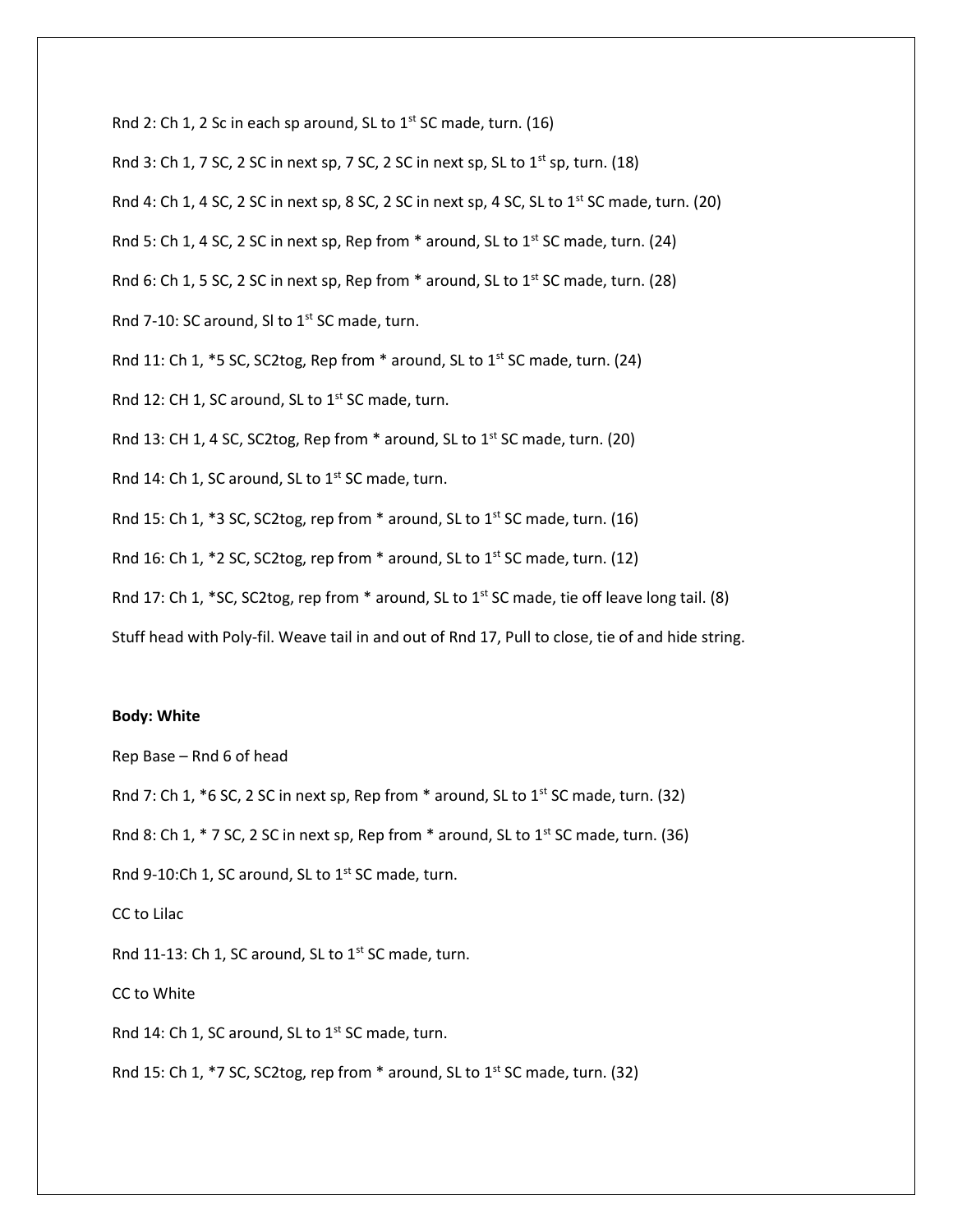Rnd 2: Ch 1, 2 Sc in each sp around, SL to 1st SC made, turn. (16)

Rnd 3: Ch 1, 7 SC, 2 SC in next sp, 7 SC, 2 SC in next sp, SL to 1st sp, turn. (18)

Rnd 4: Ch 1, 4 SC, 2 SC in next sp, 8 SC, 2 SC in next sp, 4 SC, SL to 1st SC made, turn. (20)

Rnd 5: Ch 1, 4 SC, 2 SC in next sp, Rep from * around, SL to 1st SC made, turn. (24)

Rnd 6: Ch 1, 5 SC, 2 SC in next sp, Rep from * around, SL to 1st SC made, turn. (28)

Rnd 7-10: SC around, Sl to 1st SC made, turn.

Rnd 11: Ch 1, *5 SC, SC2tog, Rep from * around, SL to 1st SC made, turn. (24)

Rnd 12: CH 1, SC around, SL to 1st SC made, turn.

Rnd 13: CH 1, 4 SC, SC2tog, Rep from * around, SL to 1st SC made, turn. (20)

Rnd 14: Ch 1, SC around, SL to 1st SC made, turn.

Rnd 15: Ch 1, *3 SC, SC2tog, rep from * around, SL to 1st SC made, turn. (16)

Rnd 16: Ch 1, *2 SC, SC2tog, rep from * around, SL to 1st SC made, turn. (12)

Rnd 17: Ch 1, *SC, SC2tog, rep from * around, SL to 1st SC made, tie off leave long tail. (8)

Stuff head with Poly-fil. Weave tail in and out of Rnd 17, Pull to close, tie of and hide string.

**Body: White**

Rep Base – Rnd 6 of head

Rnd 7: Ch 1, *6 SC, 2 SC in next sp, Rep from * around, SL to 1st SC made, turn. (32)

Rnd 8: Ch 1, * 7 SC, 2 SC in next sp, Rep from * around, SL to 1st SC made, turn. (36)

Rnd 9-10:Ch 1, SC around, SL to 1st SC made, turn.

CC to Lilac

Rnd 11-13: Ch 1, SC around, SL to 1st SC made, turn.

CC to White

Rnd 14: Ch 1, SC around, SL to 1st SC made, turn.

Rnd 15: Ch 1, *7 SC, SC2tog, rep from * around, SL to 1st SC made, turn. (32)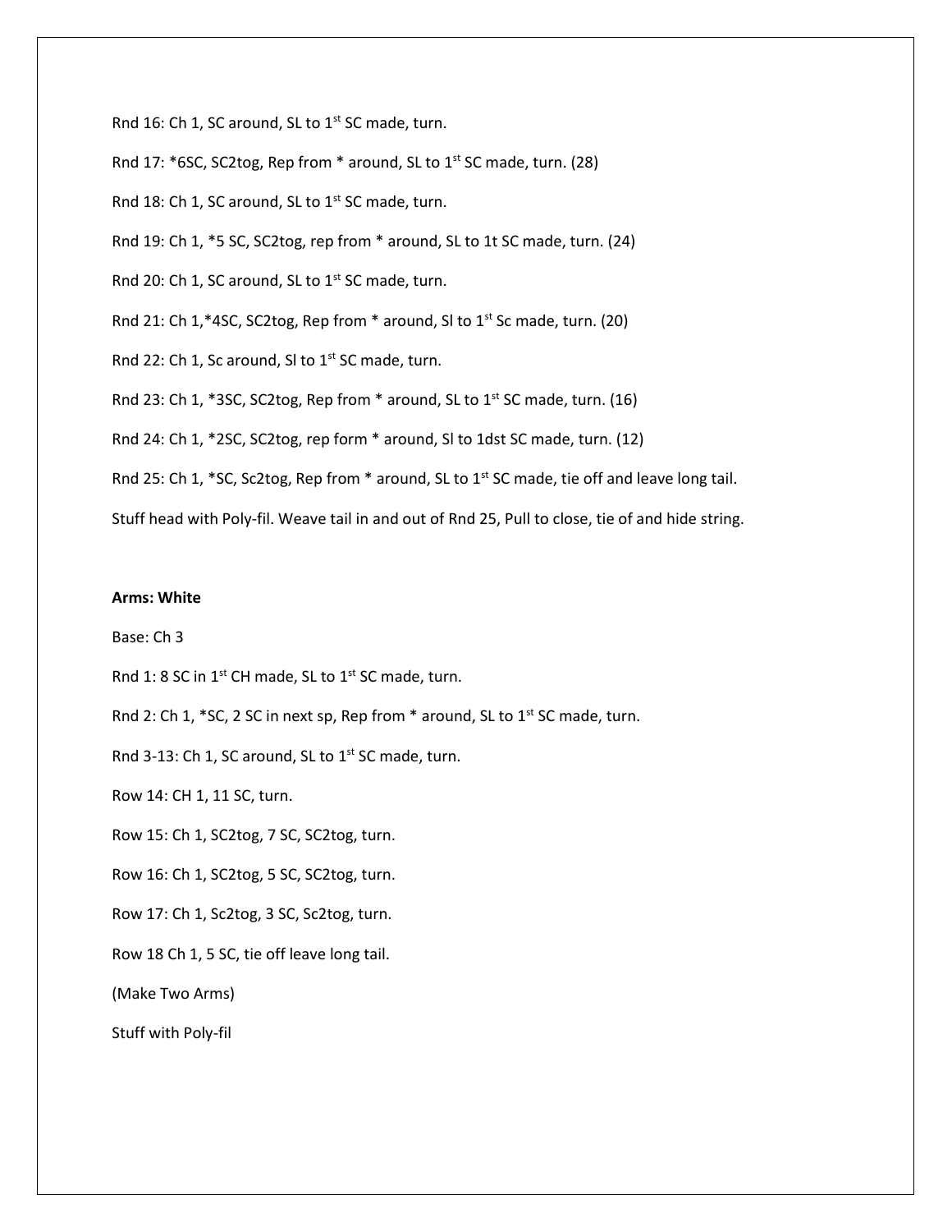Rnd 16: Ch 1, SC around, SL to 1st SC made, turn.

Rnd 17: *6SC, SC2tog, Rep from * around, SL to 1st SC made, turn. (28)

Rnd 18: Ch 1, SC around, SL to 1st SC made, turn.

Rnd 19: Ch 1, *5 SC, SC2tog, rep from * around, SL to 1t SC made, turn. (24)

Rnd 20: Ch 1, SC around, SL to 1st SC made, turn.

Rnd 21: Ch 1,*4SC, SC2tog, Rep from * around, Sl to 1st Sc made, turn. (20)

Rnd 22: Ch 1, Sc around, Sl to 1st SC made, turn.

Rnd 23: Ch 1, *3SC, SC2tog, Rep from * around, SL to 1st SC made, turn. (16)

Rnd 24: Ch 1, *2SC, SC2tog, rep form * around, Sl to 1dst SC made, turn. (12)

Rnd 25: Ch 1, *SC, Sc2tog, Rep from * around, SL to 1st SC made, tie off and leave long tail.

Stuff head with Poly-fil. Weave tail in and out of Rnd 25, Pull to close, tie of and hide string.

**Arms: White**

Base: Ch 3

Rnd 1: 8 SC in 1st CH made, SL to 1st SC made, turn.

Rnd 2: Ch 1, *SC, 2 SC in next sp, Rep from * around, SL to 1st SC made, turn.

Rnd 3-13: Ch 1, SC around, SL to 1st SC made, turn.

Row 14: CH 1, 11 SC, turn.

Row 15: Ch 1, SC2tog, 7 SC, SC2tog, turn.

Row 16: Ch 1, SC2tog, 5 SC, SC2tog, turn.

Row 17: Ch 1, Sc2tog, 3 SC, Sc2tog, turn.

Row 18 Ch 1, 5 SC, tie off leave long tail.

(Make Two Arms)

Stuff with Poly-fil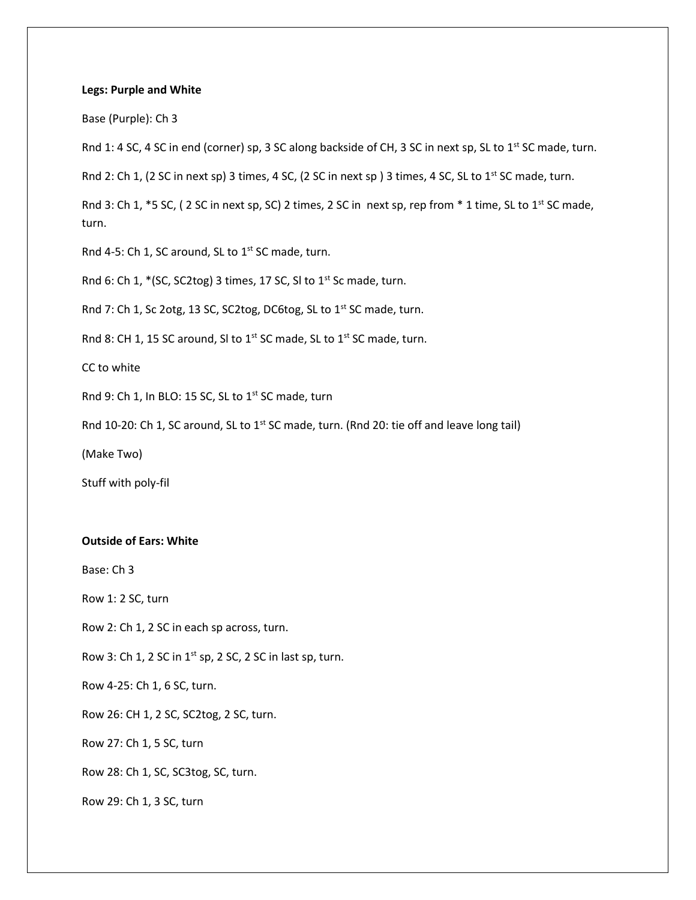**Legs: Purple and White**

Base (Purple): Ch 3

Rnd 1: 4 SC, 4 SC in end (corner) sp, 3 SC along backside of CH, 3 SC in next sp, SL to 1st SC made, turn.

Rnd 2: Ch 1, (2 SC in next sp) 3 times, 4 SC, (2 SC in next sp ) 3 times, 4 SC, SL to 1st SC made, turn.

Rnd 3: Ch 1, *5 SC, ( 2 SC in next sp, SC) 2 times, 2 SC in next sp, rep from * 1 time, SL to 1st SC made, turn.

Rnd 4-5: Ch 1, SC around, SL to 1st SC made, turn.

Rnd 6: Ch 1, *(SC, SC2tog) 3 times, 17 SC, Sl to 1st Sc made, turn.

Rnd 7: Ch 1, Sc 2otg, 13 SC, SC2tog, DC6tog, SL to 1st SC made, turn.

Rnd 8: CH 1, 15 SC around, Sl to 1st SC made, SL to 1st SC made, turn.

CC to white

Rnd 9: Ch 1, In BLO: 15 SC, SL to 1st SC made, turn

Rnd 10-20: Ch 1, SC around, SL to 1st SC made, turn. (Rnd 20: tie off and leave long tail)

(Make Two)

Stuff with poly-fil

**Outside of Ears: White**

Base: Ch 3

Row 1: 2 SC, turn

Row 2: Ch 1, 2 SC in each sp across, turn.

Row 3: Ch 1, 2 SC in 1st sp, 2 SC, 2 SC in last sp, turn.

Row 4-25: Ch 1, 6 SC, turn.

Row 26: CH 1, 2 SC, SC2tog, 2 SC, turn.

Row 27: Ch 1, 5 SC, turn

Row 28: Ch 1, SC, SC3tog, SC, turn.

Row 29: Ch 1, 3 SC, turn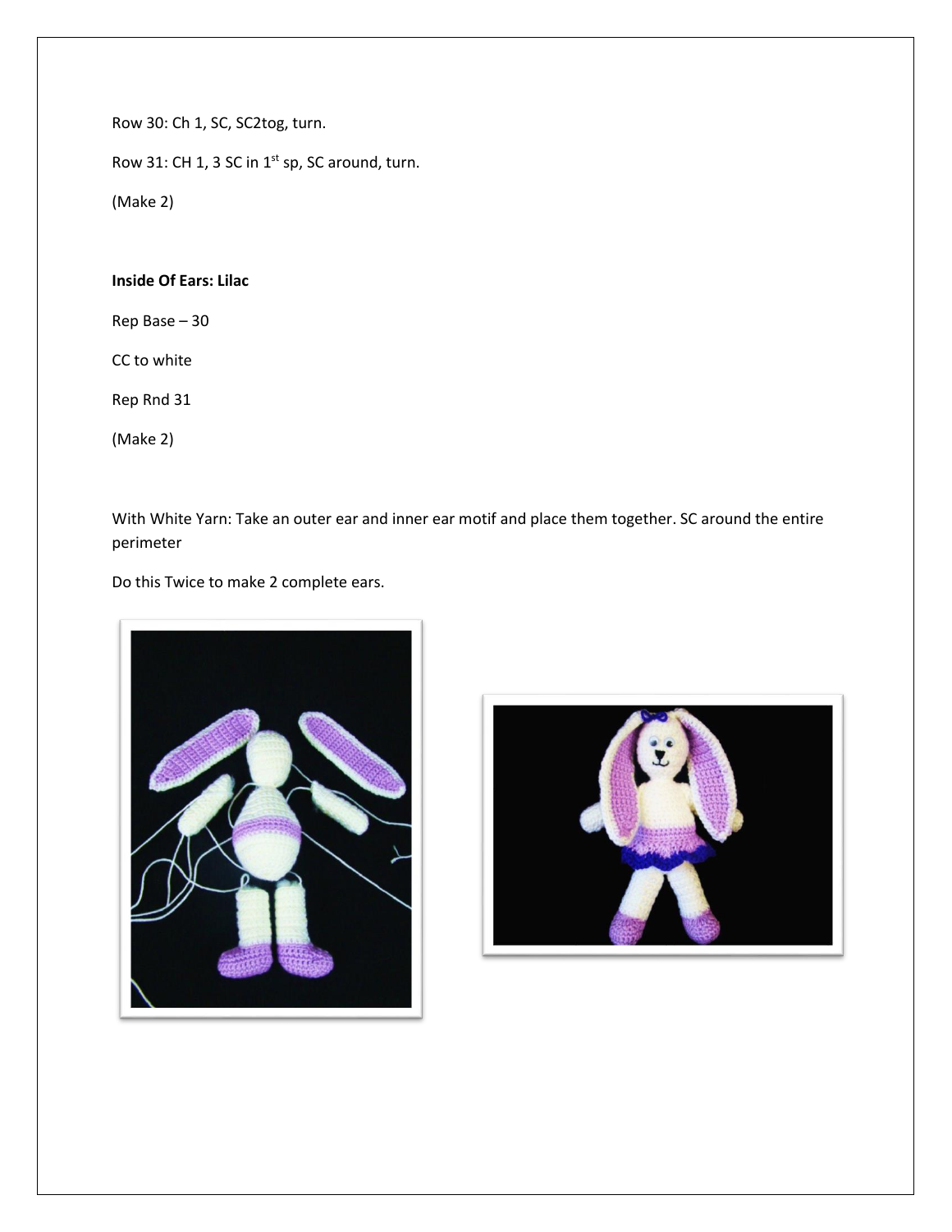Row 30: Ch 1, SC, SC2tog, turn.

Row 31: CH 1, 3 SC in 1st sp, SC around, turn.

(Make 2)

**Inside Of Ears: Lilac**

Rep Base – 30

CC to white

Rep Rnd 31

(Make 2)

With White Yarn: Take an outer ear and inner ear motif and place them together. SC around the entire perimeter

Do this Twice to make 2 complete ears.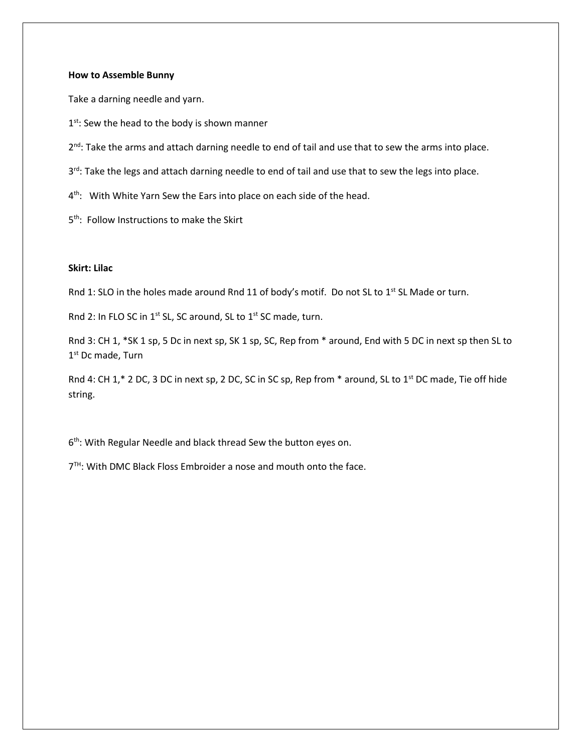**How to Assemble Bunny**

Take a darning needle and yarn.

1st: Sew the head to the body is shown manner

2nd: Take the arms and attach darning needle to end of tail and use that to sew the arms into place.

3rd: Take the legs and attach darning needle to end of tail and use that to sew the legs into place.

4th: With White Yarn Sew the Ears into place on each side of the head.

5th: Follow Instructions to make the Skirt

**Skirt: Lilac**

Rnd 1: SLO in the holes made around Rnd 11 of body's motif. Do not SL to 1st SL Made or turn.

Rnd 2: In FLO SC in 1st SL, SC around, SL to 1st SC made, turn.

Rnd 3: CH 1, *SK 1 sp, 5 Dc in next sp, SK 1 sp, SC, Rep from * around, End with 5 DC in next sp then SL to 1st Dc made, Turn

Rnd 4: CH 1,* 2 DC, 3 DC in next sp, 2 DC, SC in SC sp, Rep from * around, SL to 1st DC made, Tie off hide string.

6th: With Regular Needle and black thread Sew the button eyes on.

7TH: With DMC Black Floss Embroider a nose and mouth onto the face.